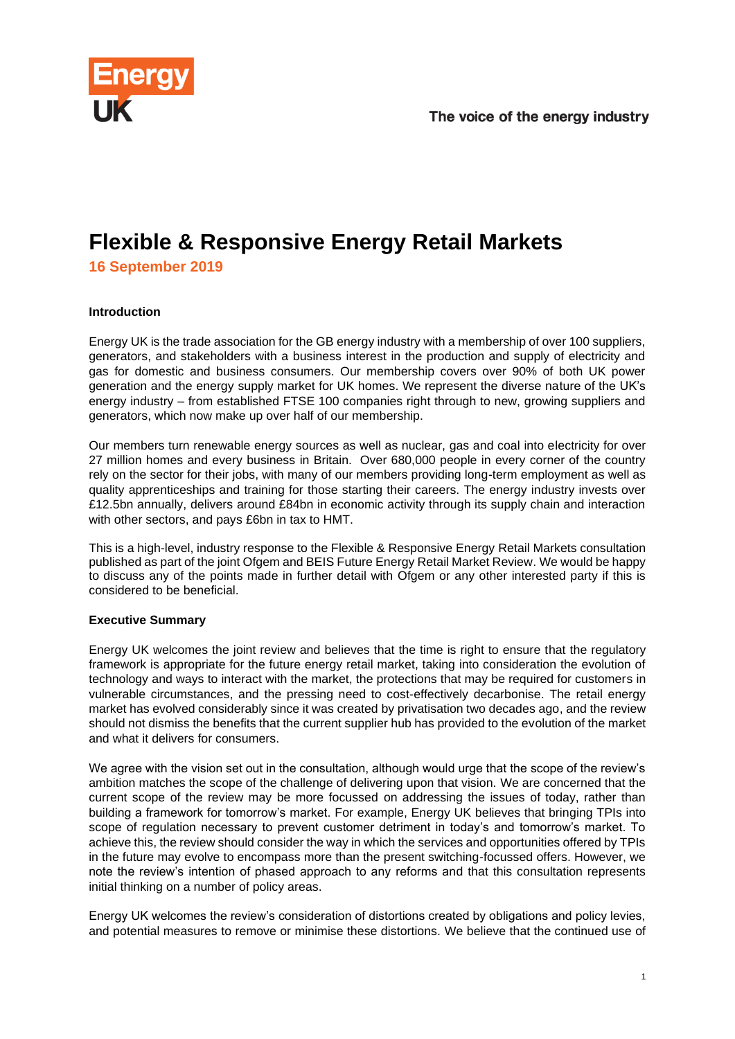# Flexible & Responsive Energy Retail Markets

**16 September 2019**

**Introduction**

Energy UK is the trade association for the GB energy industry with a membership of over 100 suppliers, generators, and stakeholders with a business interest in the production and supply of electricity and gas for domestic and business consumers. Our membership covers over 90% of both UK power generation and the energy supply market for UK homes. We represent the diverse nature of the UK's energy industry – from established FTSE 100 companies right through to new, growing suppliers and generators, which now make up over half of our membership.

Our members turn renewable energy sources as well as nuclear, gas and coal into electricity for over 27 million homes and every business in Britain. Over 680,000 people in every corner of the country rely on the sector for their jobs, with many of our members providing long-term employment as well as quality apprenticeships and training for those starting their careers. The energy industry invests over £12.5bn annually, delivers around £84bn in economic activity through its supply chain and interaction with other sectors, and pays £6bn in tax to HMT.

This is a high-level, industry response to the Flexible & Responsive Energy Retail Markets consultation published as part of the joint Ofgem and BEIS Future Energy Retail Market Review. We would be happy to discuss any of the points made in further detail with Ofgem or any other interested party if this is considered to be beneficial.

**Executive Summary**

Energy UK welcomes the joint review and believes that the time is right to ensure that the regulatory framework is appropriate for the future energy retail market, taking into consideration the evolution of technology and ways to interact with the market, the protections that may be required for customers in vulnerable circumstances, and the pressing need to cost-effectively decarbonise. The retail energy market has evolved considerably since it was created by privatisation two decades ago, and the review should not dismiss the benefits that the current supplier hub has provided to the evolution of the market and what it delivers for consumers.

We agree with the vision set out in the consultation, although would urge that the scope of the review's ambition matches the scope of the challenge of delivering upon that vision. We are concerned that the current scope of the review may be more focussed on addressing the issues of today, rather than building a framework for tomorrow's market. For example, Energy UK believes that bringing TPIs into scope of regulation necessary to prevent customer detriment in today's and tomorrow's market. To achieve this, the review should consider the way in which the services and opportunities offered by TPIs in the future may evolve to encompass more than the present switching-focussed offers. However, we note the review's intention of phased approach to any reforms and that this consultation represents initial thinking on a number of policy areas.

Energy UK welcomes the review's consideration of distortions created by obligations and policy levies, and potential measures to remove or minimise these distortions. We believe that the continued use of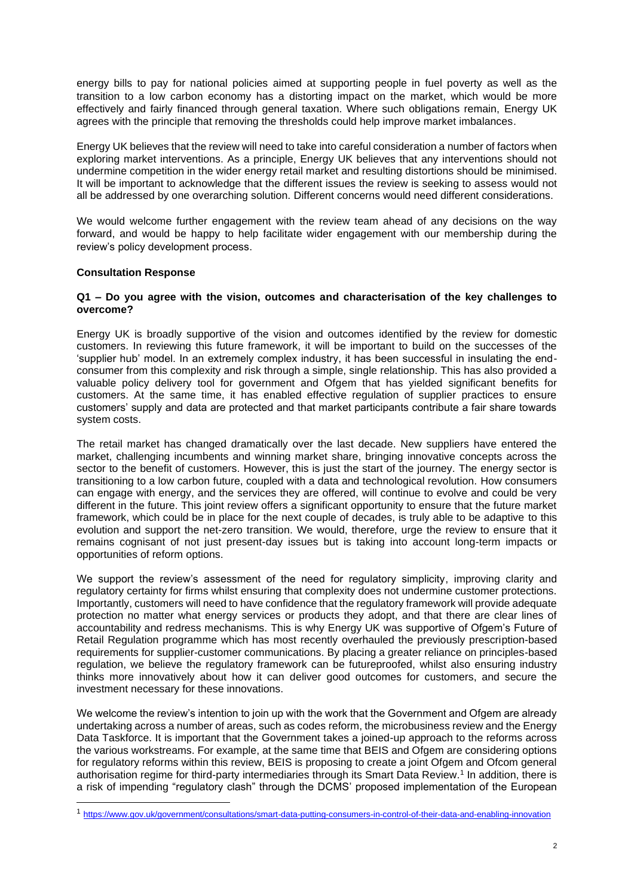energy bills to pay for national policies aimed at supporting people in fuel poverty as well as the transition to a low carbon economy has a distorting impact on the market, which would be more effectively and fairly financed through general taxation. Where such obligations remain, Energy UK agrees with the principle that removing the thresholds could help improve market imbalances.

Energy UK believes that the review will need to take into careful consideration a number of factors when exploring market interventions. As a principle, Energy UK believes that any interventions should not undermine competition in the wider energy retail market and resulting distortions should be minimised. It will be important to acknowledge that the different issues the review is seeking to assess would not all be addressed by one overarching solution. Different concerns would need different considerations.

We would welcome further engagement with the review team ahead of any decisions on the way forward, and would be happy to help facilitate wider engagement with our membership during the review's policy development process.

**Consultation Response**

**Q1 – Do you agree with the vision, outcomes and characterisation of the key challenges to overcome?**

Energy UK is broadly supportive of the vision and outcomes identified by the review for domestic customers. In reviewing this future framework, it will be important to build on the successes of the 'supplier hub' model. In an extremely complex industry, it has been successful in insulating the end-consumer from this complexity and risk through a simple, single relationship. This has also provided a valuable policy delivery tool for government and Ofgem that has yielded significant benefits for customers. At the same time, it has enabled effective regulation of supplier practices to ensure customers' supply and data are protected and that market participants contribute a fair share towards system costs.

The retail market has changed dramatically over the last decade. New suppliers have entered the market, challenging incumbents and winning market share, bringing innovative concepts across the sector to the benefit of customers. However, this is just the start of the journey. The energy sector is transitioning to a low carbon future, coupled with a data and technological revolution. How consumers can engage with energy, and the services they are offered, will continue to evolve and could be very different in the future. This joint review offers a significant opportunity to ensure that the future market framework, which could be in place for the next couple of decades, is truly able to be adaptive to this evolution and support the net-zero transition. We would, therefore, urge the review to ensure that it remains cognisant of not just present-day issues but is taking into account long-term impacts or opportunities of reform options.

We support the review's assessment of the need for regulatory simplicity, improving clarity and regulatory certainty for firms whilst ensuring that complexity does not undermine customer protections. Importantly, customers will need to have confidence that the regulatory framework will provide adequate protection no matter what energy services or products they adopt, and that there are clear lines of accountability and redress mechanisms. This is why Energy UK was supportive of Ofgem's Future of Retail Regulation programme which has most recently overhauled the previously prescription-based requirements for supplier-customer communications. By placing a greater reliance on principles-based regulation, we believe the regulatory framework can be futureproofed, whilst also ensuring industry thinks more innovatively about how it can deliver good outcomes for customers, and secure the investment necessary for these innovations.

We welcome the review's intention to join up with the work that the Government and Ofgem are already undertaking across a number of areas, such as codes reform, the microbusiness review and the Energy Data Taskforce. It is important that the Government takes a joined-up approach to the reforms across the various workstreams. For example, at the same time that BEIS and Ofgem are considering options for regulatory reforms within this review, BEIS is proposing to create a joint Ofgem and Ofcom general authorisation regime for third-party intermediaries through its Smart Data Review.[1] In addition, there is a risk of impending "regulatory clash" through the DCMS' proposed implementation of the European

[1] https://www.gov.uk/government/consultations/smart-data-putting-consumers-in-control-of-their-data-and-enabling-innovation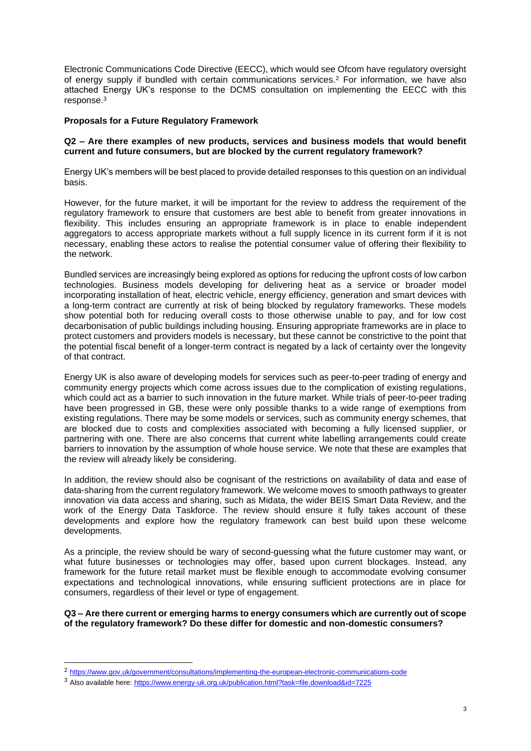Electronic Communications Code Directive (EECC), which would see Ofcom have regulatory oversight of energy supply if bundled with certain communications services.[2] For information, we have also attached Energy UK's response to the DCMS consultation on implementing the EECC with this response.[3]

**Proposals for a Future Regulatory Framework**

**Q2 – Are there examples of new products, services and business models that would benefit current and future consumers, but are blocked by the current regulatory framework?**

Energy UK's members will be best placed to provide detailed responses to this question on an individual basis.

However, for the future market, it will be important for the review to address the requirement of the regulatory framework to ensure that customers are best able to benefit from greater innovations in flexibility. This includes ensuring an appropriate framework is in place to enable independent aggregators to access appropriate markets without a full supply licence in its current form if it is not necessary, enabling these actors to realise the potential consumer value of offering their flexibility to the network.

Bundled services are increasingly being explored as options for reducing the upfront costs of low carbon technologies. Business models developing for delivering heat as a service or broader model incorporating installation of heat, electric vehicle, energy efficiency, generation and smart devices with a long-term contract are currently at risk of being blocked by regulatory frameworks. These models show potential both for reducing overall costs to those otherwise unable to pay, and for low cost decarbonisation of public buildings including housing. Ensuring appropriate frameworks are in place to protect customers and providers models is necessary, but these cannot be constrictive to the point that the potential fiscal benefit of a longer-term contract is negated by a lack of certainty over the longevity of that contract.

Energy UK is also aware of developing models for services such as peer-to-peer trading of energy and community energy projects which come across issues due to the complication of existing regulations, which could act as a barrier to such innovation in the future market. While trials of peer-to-peer trading have been progressed in GB, these were only possible thanks to a wide range of exemptions from existing regulations. There may be some models or services, such as community energy schemes, that are blocked due to costs and complexities associated with becoming a fully licensed supplier, or partnering with one. There are also concerns that current white labelling arrangements could create barriers to innovation by the assumption of whole house service. We note that these are examples that the review will already likely be considering.

In addition, the review should also be cognisant of the restrictions on availability of data and ease of data-sharing from the current regulatory framework. We welcome moves to smooth pathways to greater innovation via data access and sharing, such as Midata, the wider BEIS Smart Data Review, and the work of the Energy Data Taskforce. The review should ensure it fully takes account of these developments and explore how the regulatory framework can best build upon these welcome developments.

As a principle, the review should be wary of second-guessing what the future customer may want, or what future businesses or technologies may offer, based upon current blockages. Instead, any framework for the future retail market must be flexible enough to accommodate evolving consumer expectations and technological innovations, while ensuring sufficient protections are in place for consumers, regardless of their level or type of engagement.

**Q3 – Are there current or emerging harms to energy consumers which are currently out of scope of the regulatory framework? Do these differ for domestic and non-domestic consumers?**

---

[2] https://www.gov.uk/government/consultations/implementing-the-european-electronic-communications-code

[3] Also available here: https://www.energy-uk.org.uk/publication.html?task=file.download&id=7225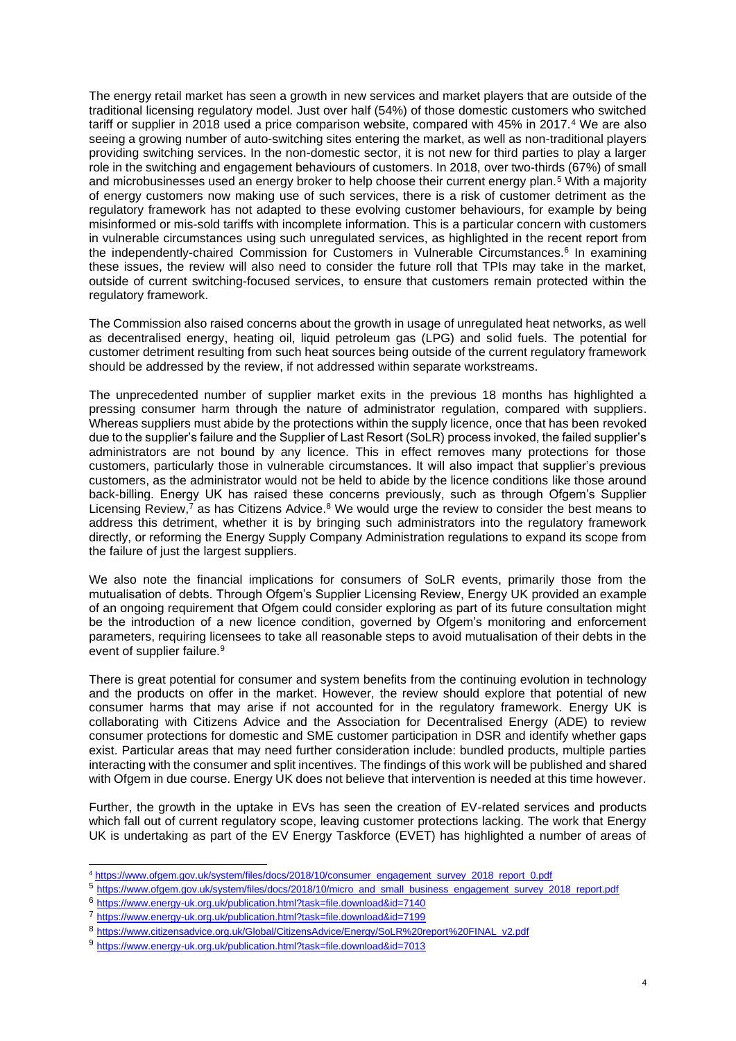The energy retail market has seen a growth in new services and market players that are outside of the traditional licensing regulatory model. Just over half (54%) of those domestic customers who switched tariff or supplier in 2018 used a price comparison website, compared with 45% in 2017.[4] We are also seeing a growing number of auto-switching sites entering the market, as well as non-traditional players providing switching services. In the non-domestic sector, it is not new for third parties to play a larger role in the switching and engagement behaviours of customers. In 2018, over two-thirds (67%) of small and microbusinesses used an energy broker to help choose their current energy plan.[5] With a majority of energy customers now making use of such services, there is a risk of customer detriment as the regulatory framework has not adapted to these evolving customer behaviours, for example by being misinformed or mis-sold tariffs with incomplete information. This is a particular concern with customers in vulnerable circumstances using such unregulated services, as highlighted in the recent report from the independently-chaired Commission for Customers in Vulnerable Circumstances.[6] In examining these issues, the review will also need to consider the future roll that TPIs may take in the market, outside of current switching-focused services, to ensure that customers remain protected within the regulatory framework.

The Commission also raised concerns about the growth in usage of unregulated heat networks, as well as decentralised energy, heating oil, liquid petroleum gas (LPG) and solid fuels. The potential for customer detriment resulting from such heat sources being outside of the current regulatory framework should be addressed by the review, if not addressed within separate workstreams.

The unprecedented number of supplier market exits in the previous 18 months has highlighted a pressing consumer harm through the nature of administrator regulation, compared with suppliers. Whereas suppliers must abide by the protections within the supply licence, once that has been revoked due to the supplier's failure and the Supplier of Last Resort (SoLR) process invoked, the failed supplier's administrators are not bound by any licence. This in effect removes many protections for those customers, particularly those in vulnerable circumstances. It will also impact that supplier's previous customers, as the administrator would not be held to abide by the licence conditions like those around back-billing. Energy UK has raised these concerns previously, such as through Ofgem's Supplier Licensing Review,[7] as has Citizens Advice.[8] We would urge the review to consider the best means to address this detriment, whether it is by bringing such administrators into the regulatory framework directly, or reforming the Energy Supply Company Administration regulations to expand its scope from the failure of just the largest suppliers.

We also note the financial implications for consumers of SoLR events, primarily those from the mutualisation of debts. Through Ofgem's Supplier Licensing Review, Energy UK provided an example of an ongoing requirement that Ofgem could consider exploring as part of its future consultation might be the introduction of a new licence condition, governed by Ofgem's monitoring and enforcement parameters, requiring licensees to take all reasonable steps to avoid mutualisation of their debts in the event of supplier failure.[9]

There is great potential for consumer and system benefits from the continuing evolution in technology and the products on offer in the market. However, the review should explore that potential of new consumer harms that may arise if not accounted for in the regulatory framework. Energy UK is collaborating with Citizens Advice and the Association for Decentralised Energy (ADE) to review consumer protections for domestic and SME customer participation in DSR and identify whether gaps exist. Particular areas that may need further consideration include: bundled products, multiple parties interacting with the consumer and split incentives. The findings of this work will be published and shared with Ofgem in due course. Energy UK does not believe that intervention is needed at this time however.

Further, the growth in the uptake in EVs has seen the creation of EV-related services and products which fall out of current regulatory scope, leaving customer protections lacking. The work that Energy UK is undertaking as part of the EV Energy Taskforce (EVET) has highlighted a number of areas of

---

[4] https://www.ofgem.gov.uk/system/files/docs/2018/10/consumer_engagement_survey_2018_report_0.pdf

[5] https://www.ofgem.gov.uk/system/files/docs/2018/10/micro_and_small_business_engagement_survey_2018_report.pdf

[6] https://www.energy-uk.org.uk/publication.html?task=file.download&id=7140

[7] https://www.energy-uk.org.uk/publication.html?task=file.download&id=7199

[8] https://www.citizensadvice.org.uk/Global/CitizensAdvice/Energy/SoLR%20report%20FINAL_v2.pdf

[9] https://www.energy-uk.org.uk/publication.html?task=file.download&id=7013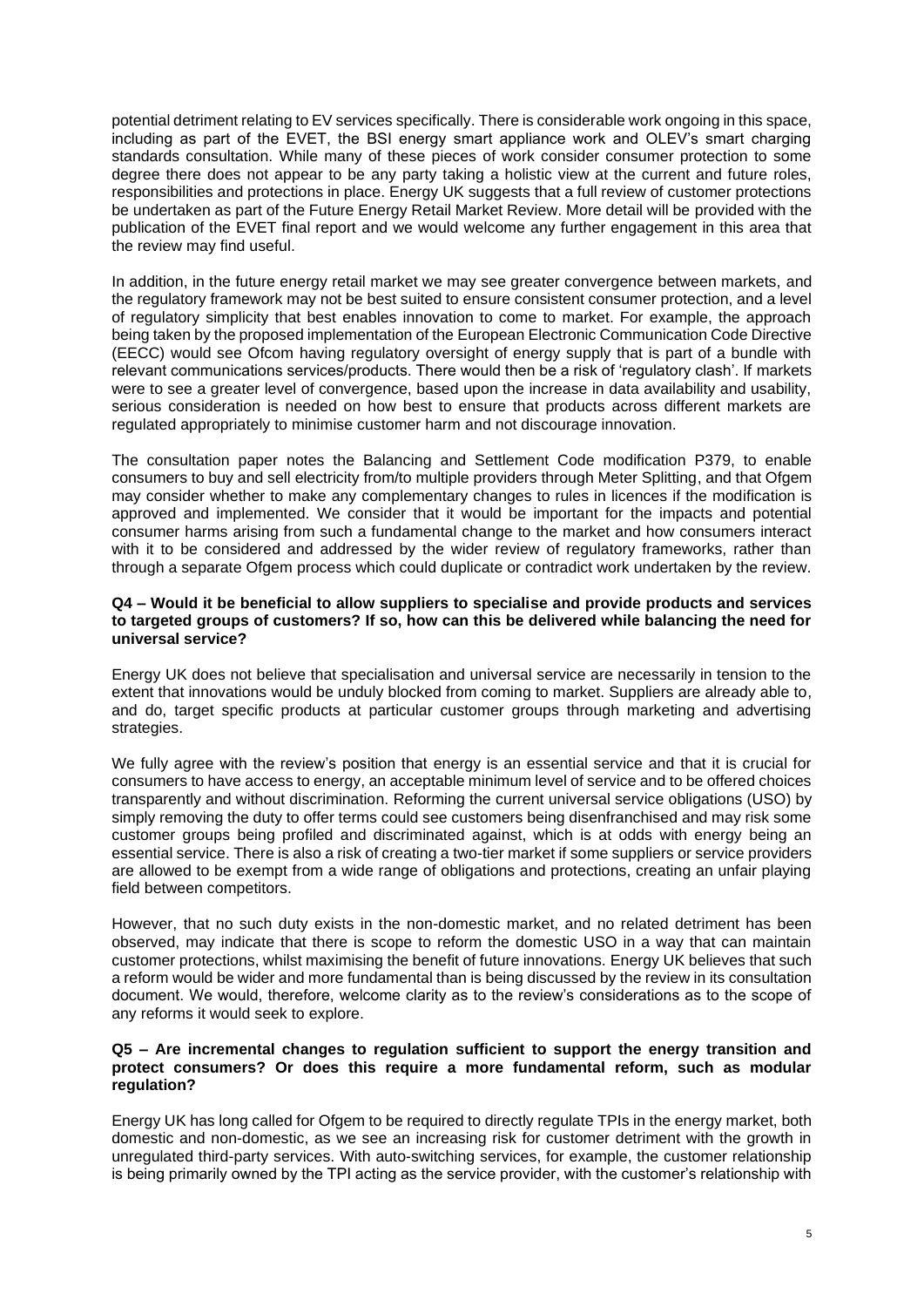potential detriment relating to EV services specifically. There is considerable work ongoing in this space, including as part of the EVET, the BSI energy smart appliance work and OLEV's smart charging standards consultation. While many of these pieces of work consider consumer protection to some degree there does not appear to be any party taking a holistic view at the current and future roles, responsibilities and protections in place. Energy UK suggests that a full review of customer protections be undertaken as part of the Future Energy Retail Market Review. More detail will be provided with the publication of the EVET final report and we would welcome any further engagement in this area that the review may find useful.

In addition, in the future energy retail market we may see greater convergence between markets, and the regulatory framework may not be best suited to ensure consistent consumer protection, and a level of regulatory simplicity that best enables innovation to come to market. For example, the approach being taken by the proposed implementation of the European Electronic Communication Code Directive (EECC) would see Ofcom having regulatory oversight of energy supply that is part of a bundle with relevant communications services/products. There would then be a risk of 'regulatory clash'. If markets were to see a greater level of convergence, based upon the increase in data availability and usability, serious consideration is needed on how best to ensure that products across different markets are regulated appropriately to minimise customer harm and not discourage innovation.

The consultation paper notes the Balancing and Settlement Code modification P379, to enable consumers to buy and sell electricity from/to multiple providers through Meter Splitting, and that Ofgem may consider whether to make any complementary changes to rules in licences if the modification is approved and implemented. We consider that it would be important for the impacts and potential consumer harms arising from such a fundamental change to the market and how consumers interact with it to be considered and addressed by the wider review of regulatory frameworks, rather than through a separate Ofgem process which could duplicate or contradict work undertaken by the review.

**Q4 – Would it be beneficial to allow suppliers to specialise and provide products and services to targeted groups of customers? If so, how can this be delivered while balancing the need for universal service?**

Energy UK does not believe that specialisation and universal service are necessarily in tension to the extent that innovations would be unduly blocked from coming to market. Suppliers are already able to, and do, target specific products at particular customer groups through marketing and advertising strategies.

We fully agree with the review's position that energy is an essential service and that it is crucial for consumers to have access to energy, an acceptable minimum level of service and to be offered choices transparently and without discrimination. Reforming the current universal service obligations (USO) by simply removing the duty to offer terms could see customers being disenfranchised and may risk some customer groups being profiled and discriminated against, which is at odds with energy being an essential service. There is also a risk of creating a two-tier market if some suppliers or service providers are allowed to be exempt from a wide range of obligations and protections, creating an unfair playing field between competitors.

However, that no such duty exists in the non-domestic market, and no related detriment has been observed, may indicate that there is scope to reform the domestic USO in a way that can maintain customer protections, whilst maximising the benefit of future innovations. Energy UK believes that such a reform would be wider and more fundamental than is being discussed by the review in its consultation document. We would, therefore, welcome clarity as to the review's considerations as to the scope of any reforms it would seek to explore.

**Q5 – Are incremental changes to regulation sufficient to support the energy transition and protect consumers? Or does this require a more fundamental reform, such as modular regulation?**

Energy UK has long called for Ofgem to be required to directly regulate TPIs in the energy market, both domestic and non-domestic, as we see an increasing risk for customer detriment with the growth in unregulated third-party services. With auto-switching services, for example, the customer relationship is being primarily owned by the TPI acting as the service provider, with the customer's relationship with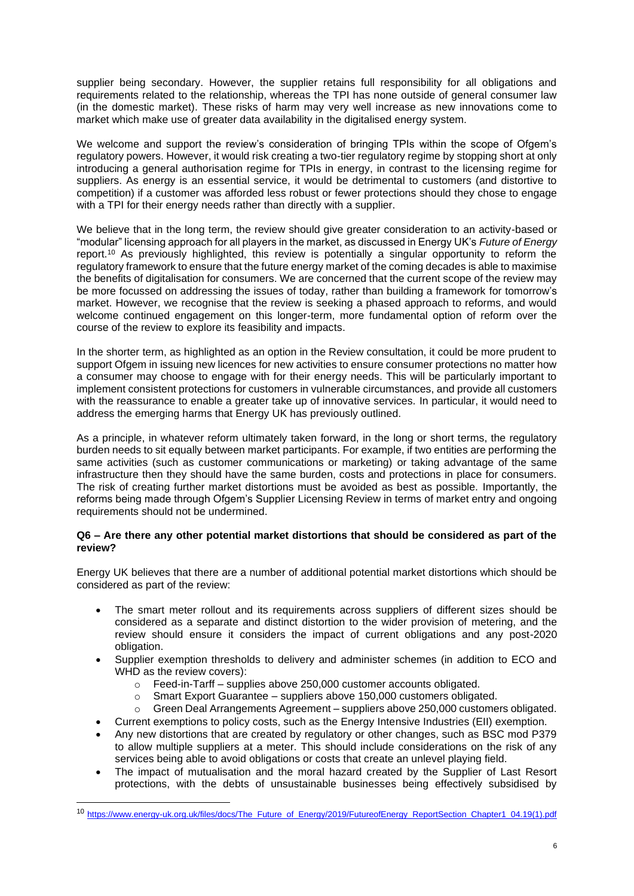supplier being secondary. However, the supplier retains full responsibility for all obligations and requirements related to the relationship, whereas the TPI has none outside of general consumer law (in the domestic market). These risks of harm may very well increase as new innovations come to market which make use of greater data availability in the digitalised energy system.

We welcome and support the review's consideration of bringing TPIs within the scope of Ofgem's regulatory powers. However, it would risk creating a two-tier regulatory regime by stopping short at only introducing a general authorisation regime for TPIs in energy, in contrast to the licensing regime for suppliers. As energy is an essential service, it would be detrimental to customers (and distortive to competition) if a customer was afforded less robust or fewer protections should they chose to engage with a TPI for their energy needs rather than directly with a supplier.

We believe that in the long term, the review should give greater consideration to an activity-based or "modular" licensing approach for all players in the market, as discussed in Energy UK's *Future of Energy* report.[10] As previously highlighted, this review is potentially a singular opportunity to reform the regulatory framework to ensure that the future energy market of the coming decades is able to maximise the benefits of digitalisation for consumers. We are concerned that the current scope of the review may be more focussed on addressing the issues of today, rather than building a framework for tomorrow's market. However, we recognise that the review is seeking a phased approach to reforms, and would welcome continued engagement on this longer-term, more fundamental option of reform over the course of the review to explore its feasibility and impacts.

In the shorter term, as highlighted as an option in the Review consultation, it could be more prudent to support Ofgem in issuing new licences for new activities to ensure consumer protections no matter how a consumer may choose to engage with for their energy needs. This will be particularly important to implement consistent protections for customers in vulnerable circumstances, and provide all customers with the reassurance to enable a greater take up of innovative services. In particular, it would need to address the emerging harms that Energy UK has previously outlined.

As a principle, in whatever reform ultimately taken forward, in the long or short terms, the regulatory burden needs to sit equally between market participants. For example, if two entities are performing the same activities (such as customer communications or marketing) or taking advantage of the same infrastructure then they should have the same burden, costs and protections in place for consumers. The risk of creating further market distortions must be avoided as best as possible. Importantly, the reforms being made through Ofgem's Supplier Licensing Review in terms of market entry and ongoing requirements should not be undermined.

**Q6 – Are there any other potential market distortions that should be considered as part of the review?**

Energy UK believes that there are a number of additional potential market distortions which should be considered as part of the review:

- The smart meter rollout and its requirements across suppliers of different sizes should be considered as a separate and distinct distortion to the wider provision of metering, and the review should ensure it considers the impact of current obligations and any post-2020 obligation.
- Supplier exemption thresholds to delivery and administer schemes (in addition to ECO and WHD as the review covers):
  - Feed-in-Tarff – supplies above 250,000 customer accounts obligated.
  - Smart Export Guarantee – suppliers above 150,000 customers obligated.
  - Green Deal Arrangements Agreement – suppliers above 250,000 customers obligated.
- Current exemptions to policy costs, such as the Energy Intensive Industries (EII) exemption.
- Any new distortions that are created by regulatory or other changes, such as BSC mod P379 to allow multiple suppliers at a meter. This should include considerations on the risk of any services being able to avoid obligations or costs that create an unlevel playing field.
- The impact of mutualisation and the moral hazard created by the Supplier of Last Resort protections, with the debts of unsustainable businesses being effectively subsidised by

[10] https://www.energy-uk.org.uk/files/docs/The_Future_of_Energy/2019/FutureofEnergy_ReportSection_Chapter1_04.19(1).pdf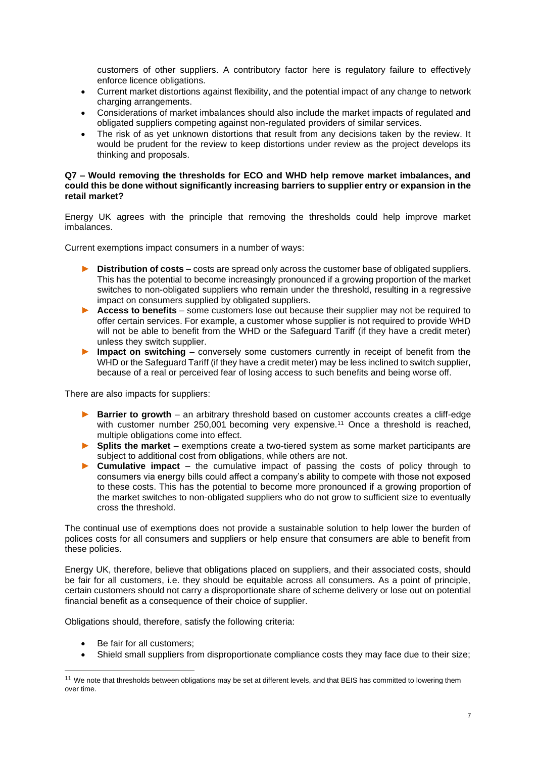customers of other suppliers. A contributory factor here is regulatory failure to effectively enforce licence obligations.

- Current market distortions against flexibility, and the potential impact of any change to network charging arrangements.
- Considerations of market imbalances should also include the market impacts of regulated and obligated suppliers competing against non-regulated providers of similar services.
- The risk of as yet unknown distortions that result from any decisions taken by the review. It would be prudent for the review to keep distortions under review as the project develops its thinking and proposals.

**Q7 – Would removing the thresholds for ECO and WHD help remove market imbalances, and could this be done without significantly increasing barriers to supplier entry or expansion in the retail market?**

Energy UK agrees with the principle that removing the thresholds could help improve market imbalances.

Current exemptions impact consumers in a number of ways:

- **Distribution of costs** – costs are spread only across the customer base of obligated suppliers. This has the potential to become increasingly pronounced if a growing proportion of the market switches to non-obligated suppliers who remain under the threshold, resulting in a regressive impact on consumers supplied by obligated suppliers.
- **Access to benefits** – some customers lose out because their supplier may not be required to offer certain services. For example, a customer whose supplier is not required to provide WHD will not be able to benefit from the WHD or the Safeguard Tariff (if they have a credit meter) unless they switch supplier.
- **Impact on switching** – conversely some customers currently in receipt of benefit from the WHD or the Safeguard Tariff (if they have a credit meter) may be less inclined to switch supplier, because of a real or perceived fear of losing access to such benefits and being worse off.

There are also impacts for suppliers:

- **Barrier to growth** – an arbitrary threshold based on customer accounts creates a cliff-edge with customer number 250,001 becoming very expensive.[11] Once a threshold is reached, multiple obligations come into effect.
- **Splits the market** – exemptions create a two-tiered system as some market participants are subject to additional cost from obligations, while others are not.
- **Cumulative impact** – the cumulative impact of passing the costs of policy through to consumers via energy bills could affect a company's ability to compete with those not exposed to these costs. This has the potential to become more pronounced if a growing proportion of the market switches to non-obligated suppliers who do not grow to sufficient size to eventually cross the threshold.

The continual use of exemptions does not provide a sustainable solution to help lower the burden of polices costs for all consumers and suppliers or help ensure that consumers are able to benefit from these policies.

Energy UK, therefore, believe that obligations placed on suppliers, and their associated costs, should be fair for all customers, i.e. they should be equitable across all consumers. As a point of principle, certain customers should not carry a disproportionate share of scheme delivery or lose out on potential financial benefit as a consequence of their choice of supplier.

Obligations should, therefore, satisfy the following criteria:

- Be fair for all customers;
- Shield small suppliers from disproportionate compliance costs they may face due to their size;

[11] We note that thresholds between obligations may be set at different levels, and that BEIS has committed to lowering them over time.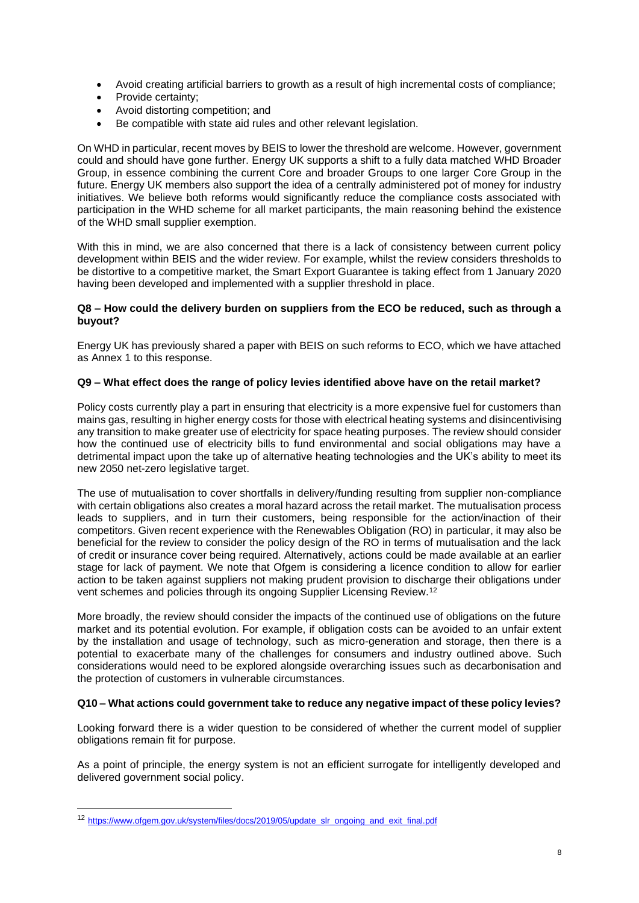- Avoid creating artificial barriers to growth as a result of high incremental costs of compliance;
- Provide certainty;
- Avoid distorting competition; and
- Be compatible with state aid rules and other relevant legislation.

On WHD in particular, recent moves by BEIS to lower the threshold are welcome. However, government could and should have gone further. Energy UK supports a shift to a fully data matched WHD Broader Group, in essence combining the current Core and broader Groups to one larger Core Group in the future. Energy UK members also support the idea of a centrally administered pot of money for industry initiatives. We believe both reforms would significantly reduce the compliance costs associated with participation in the WHD scheme for all market participants, the main reasoning behind the existence of the WHD small supplier exemption.

With this in mind, we are also concerned that there is a lack of consistency between current policy development within BEIS and the wider review. For example, whilst the review considers thresholds to be distortive to a competitive market, the Smart Export Guarantee is taking effect from 1 January 2020 having been developed and implemented with a supplier threshold in place.

**Q8 – How could the delivery burden on suppliers from the ECO be reduced, such as through a buyout?**

Energy UK has previously shared a paper with BEIS on such reforms to ECO, which we have attached as Annex 1 to this response.

**Q9 – What effect does the range of policy levies identified above have on the retail market?**

Policy costs currently play a part in ensuring that electricity is a more expensive fuel for customers than mains gas, resulting in higher energy costs for those with electrical heating systems and disincentivising any transition to make greater use of electricity for space heating purposes. The review should consider how the continued use of electricity bills to fund environmental and social obligations may have a detrimental impact upon the take up of alternative heating technologies and the UK's ability to meet its new 2050 net-zero legislative target.

The use of mutualisation to cover shortfalls in delivery/funding resulting from supplier non-compliance with certain obligations also creates a moral hazard across the retail market. The mutualisation process leads to suppliers, and in turn their customers, being responsible for the action/inaction of their competitors. Given recent experience with the Renewables Obligation (RO) in particular, it may also be beneficial for the review to consider the policy design of the RO in terms of mutualisation and the lack of credit or insurance cover being required. Alternatively, actions could be made available at an earlier stage for lack of payment. We note that Ofgem is considering a licence condition to allow for earlier action to be taken against suppliers not making prudent provision to discharge their obligations under vent schemes and policies through its ongoing Supplier Licensing Review.[12]

More broadly, the review should consider the impacts of the continued use of obligations on the future market and its potential evolution. For example, if obligation costs can be avoided to an unfair extent by the installation and usage of technology, such as micro-generation and storage, then there is a potential to exacerbate many of the challenges for consumers and industry outlined above. Such considerations would need to be explored alongside overarching issues such as decarbonisation and the protection of customers in vulnerable circumstances.

**Q10 – What actions could government take to reduce any negative impact of these policy levies?**

Looking forward there is a wider question to be considered of whether the current model of supplier obligations remain fit for purpose.

As a point of principle, the energy system is not an efficient surrogate for intelligently developed and delivered government social policy.

---

[12] https://www.ofgem.gov.uk/system/files/docs/2019/05/update_slr_ongoing_and_exit_final.pdf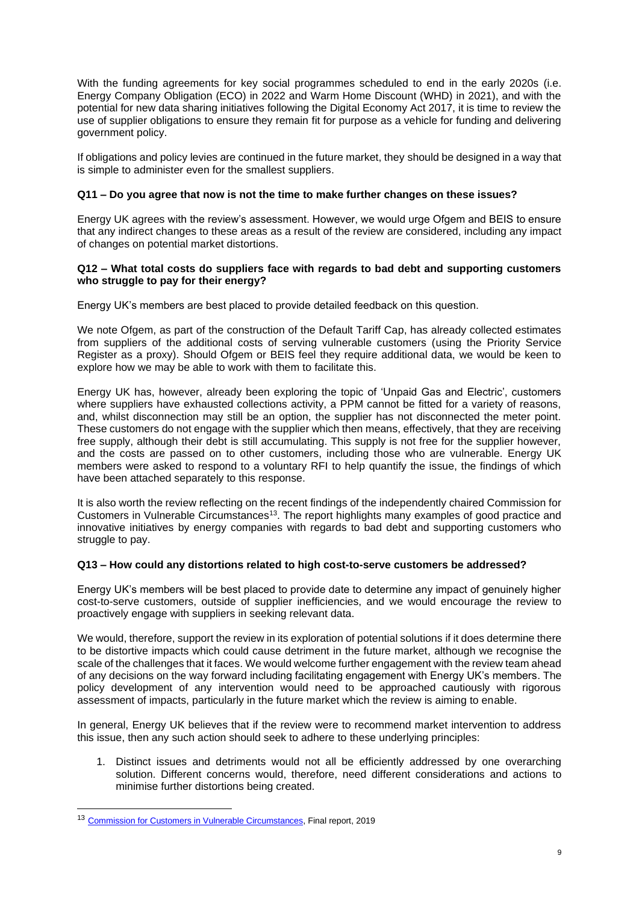With the funding agreements for key social programmes scheduled to end in the early 2020s (i.e. Energy Company Obligation (ECO) in 2022 and Warm Home Discount (WHD) in 2021), and with the potential for new data sharing initiatives following the Digital Economy Act 2017, it is time to review the use of supplier obligations to ensure they remain fit for purpose as a vehicle for funding and delivering government policy.

If obligations and policy levies are continued in the future market, they should be designed in a way that is simple to administer even for the smallest suppliers.

**Q11 – Do you agree that now is not the time to make further changes on these issues?**

Energy UK agrees with the review's assessment. However, we would urge Ofgem and BEIS to ensure that any indirect changes to these areas as a result of the review are considered, including any impact of changes on potential market distortions.

**Q12 – What total costs do suppliers face with regards to bad debt and supporting customers who struggle to pay for their energy?**

Energy UK's members are best placed to provide detailed feedback on this question.

We note Ofgem, as part of the construction of the Default Tariff Cap, has already collected estimates from suppliers of the additional costs of serving vulnerable customers (using the Priority Service Register as a proxy). Should Ofgem or BEIS feel they require additional data, we would be keen to explore how we may be able to work with them to facilitate this.

Energy UK has, however, already been exploring the topic of 'Unpaid Gas and Electric', customers where suppliers have exhausted collections activity, a PPM cannot be fitted for a variety of reasons, and, whilst disconnection may still be an option, the supplier has not disconnected the meter point. These customers do not engage with the supplier which then means, effectively, that they are receiving free supply, although their debt is still accumulating. This supply is not free for the supplier however, and the costs are passed on to other customers, including those who are vulnerable. Energy UK members were asked to respond to a voluntary RFI to help quantify the issue, the findings of which have been attached separately to this response.

It is also worth the review reflecting on the recent findings of the independently chaired Commission for Customers in Vulnerable Circumstances[13]. The report highlights many examples of good practice and innovative initiatives by energy companies with regards to bad debt and supporting customers who struggle to pay.

**Q13 – How could any distortions related to high cost-to-serve customers be addressed?**

Energy UK's members will be best placed to provide date to determine any impact of genuinely higher cost-to-serve customers, outside of supplier inefficiencies, and we would encourage the review to proactively engage with suppliers in seeking relevant data.

We would, therefore, support the review in its exploration of potential solutions if it does determine there to be distortive impacts which could cause detriment in the future market, although we recognise the scale of the challenges that it faces. We would welcome further engagement with the review team ahead of any decisions on the way forward including facilitating engagement with Energy UK's members. The policy development of any intervention would need to be approached cautiously with rigorous assessment of impacts, particularly in the future market which the review is aiming to enable.

In general, Energy UK believes that if the review were to recommend market intervention to address this issue, then any such action should seek to adhere to these underlying principles:

1. Distinct issues and detriments would not all be efficiently addressed by one overarching solution. Different concerns would, therefore, need different considerations and actions to minimise further distortions being created.

[13] Commission for Customers in Vulnerable Circumstances, Final report, 2019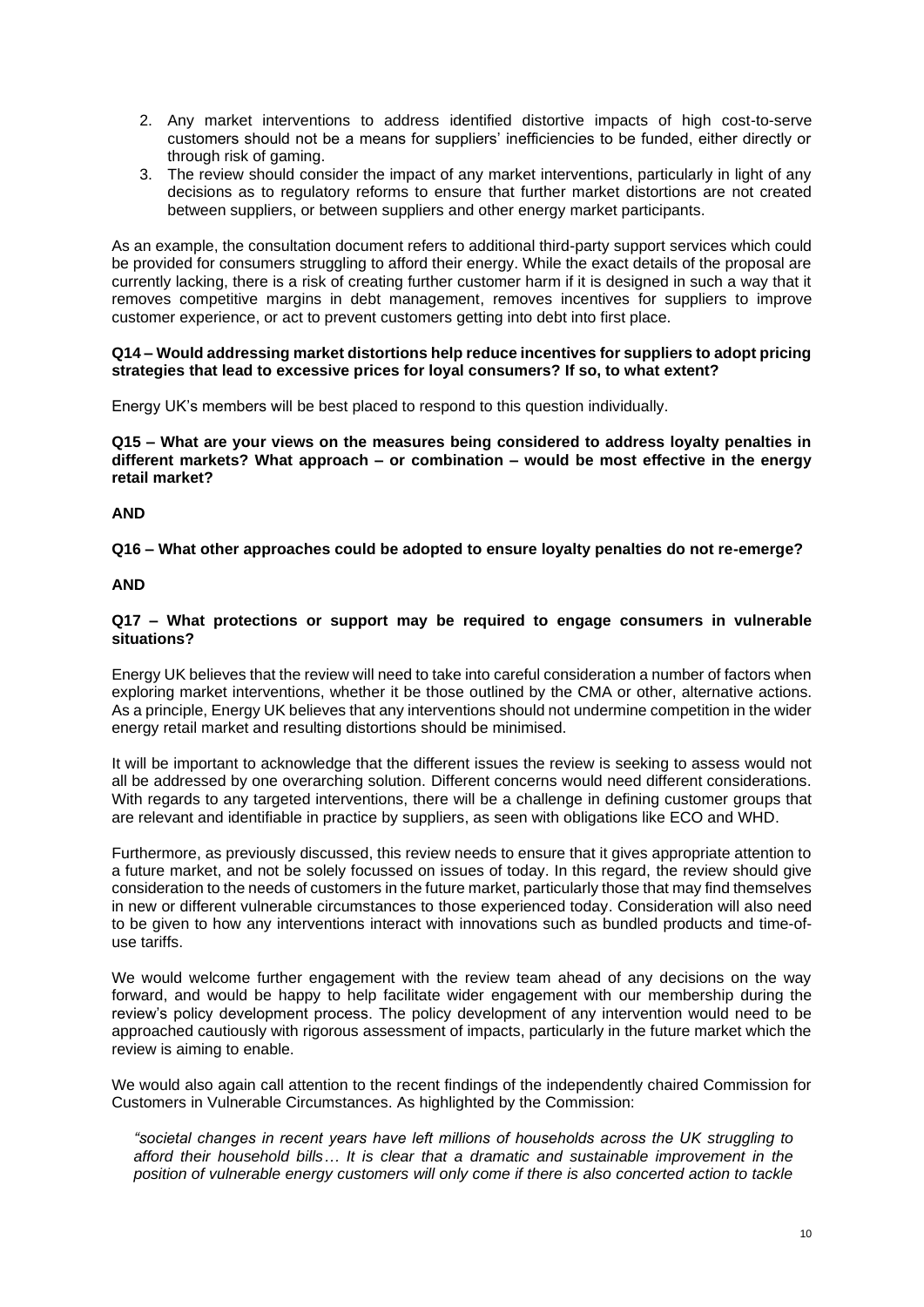2. Any market interventions to address identified distortive impacts of high cost-to-serve customers should not be a means for suppliers' inefficiencies to be funded, either directly or through risk of gaming.
3. The review should consider the impact of any market interventions, particularly in light of any decisions as to regulatory reforms to ensure that further market distortions are not created between suppliers, or between suppliers and other energy market participants.

As an example, the consultation document refers to additional third-party support services which could be provided for consumers struggling to afford their energy. While the exact details of the proposal are currently lacking, there is a risk of creating further customer harm if it is designed in such a way that it removes competitive margins in debt management, removes incentives for suppliers to improve customer experience, or act to prevent customers getting into debt into first place.

**Q14 – Would addressing market distortions help reduce incentives for suppliers to adopt pricing strategies that lead to excessive prices for loyal consumers? If so, to what extent?**

Energy UK's members will be best placed to respond to this question individually.

**Q15 – What are your views on the measures being considered to address loyalty penalties in different markets? What approach – or combination – would be most effective in the energy retail market?**

**AND**

**Q16 – What other approaches could be adopted to ensure loyalty penalties do not re-emerge?**

**AND**

**Q17 – What protections or support may be required to engage consumers in vulnerable situations?**

Energy UK believes that the review will need to take into careful consideration a number of factors when exploring market interventions, whether it be those outlined by the CMA or other, alternative actions. As a principle, Energy UK believes that any interventions should not undermine competition in the wider energy retail market and resulting distortions should be minimised.

It will be important to acknowledge that the different issues the review is seeking to assess would not all be addressed by one overarching solution. Different concerns would need different considerations. With regards to any targeted interventions, there will be a challenge in defining customer groups that are relevant and identifiable in practice by suppliers, as seen with obligations like ECO and WHD.

Furthermore, as previously discussed, this review needs to ensure that it gives appropriate attention to a future market, and not be solely focussed on issues of today. In this regard, the review should give consideration to the needs of customers in the future market, particularly those that may find themselves in new or different vulnerable circumstances to those experienced today. Consideration will also need to be given to how any interventions interact with innovations such as bundled products and time-of-use tariffs.

We would welcome further engagement with the review team ahead of any decisions on the way forward, and would be happy to help facilitate wider engagement with our membership during the review's policy development process. The policy development of any intervention would need to be approached cautiously with rigorous assessment of impacts, particularly in the future market which the review is aiming to enable.

We would also again call attention to the recent findings of the independently chaired Commission for Customers in Vulnerable Circumstances. As highlighted by the Commission:

*"societal changes in recent years have left millions of households across the UK struggling to afford their household bills… It is clear that a dramatic and sustainable improvement in the position of vulnerable energy customers will only come if there is also concerted action to tackle*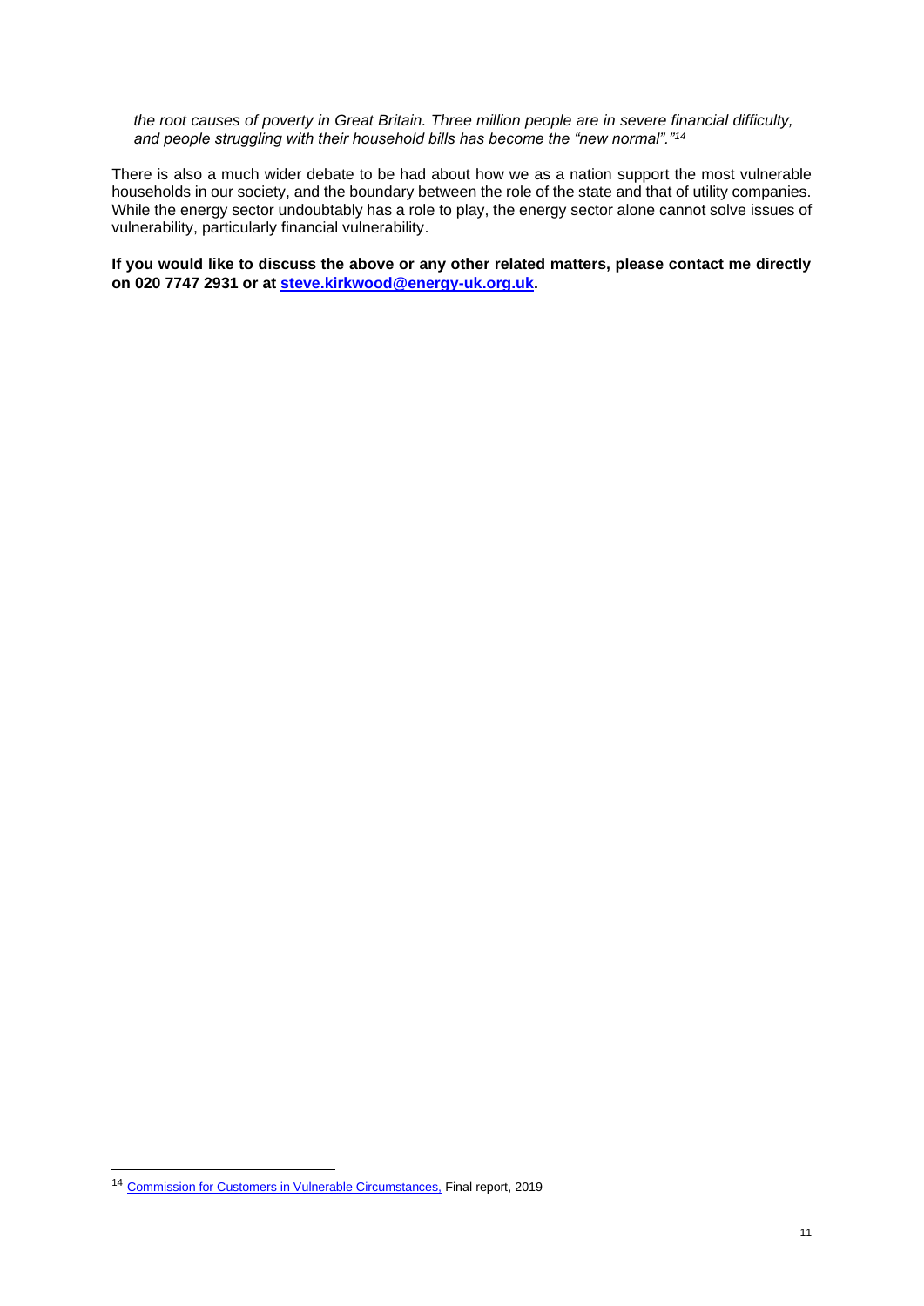*the root causes of poverty in Great Britain. Three million people are in severe financial difficulty, and people struggling with their household bills has become the "new normal"."*[14]

There is also a much wider debate to be had about how we as a nation support the most vulnerable households in our society, and the boundary between the role of the state and that of utility companies. While the energy sector undoubtably has a role to play, the energy sector alone cannot solve issues of vulnerability, particularly financial vulnerability.

**If you would like to discuss the above or any other related matters, please contact me directly on 020 7747 2931 or at steve.kirkwood@energy-uk.org.uk.**

---

[14] Commission for Customers in Vulnerable Circumstances, Final report, 2019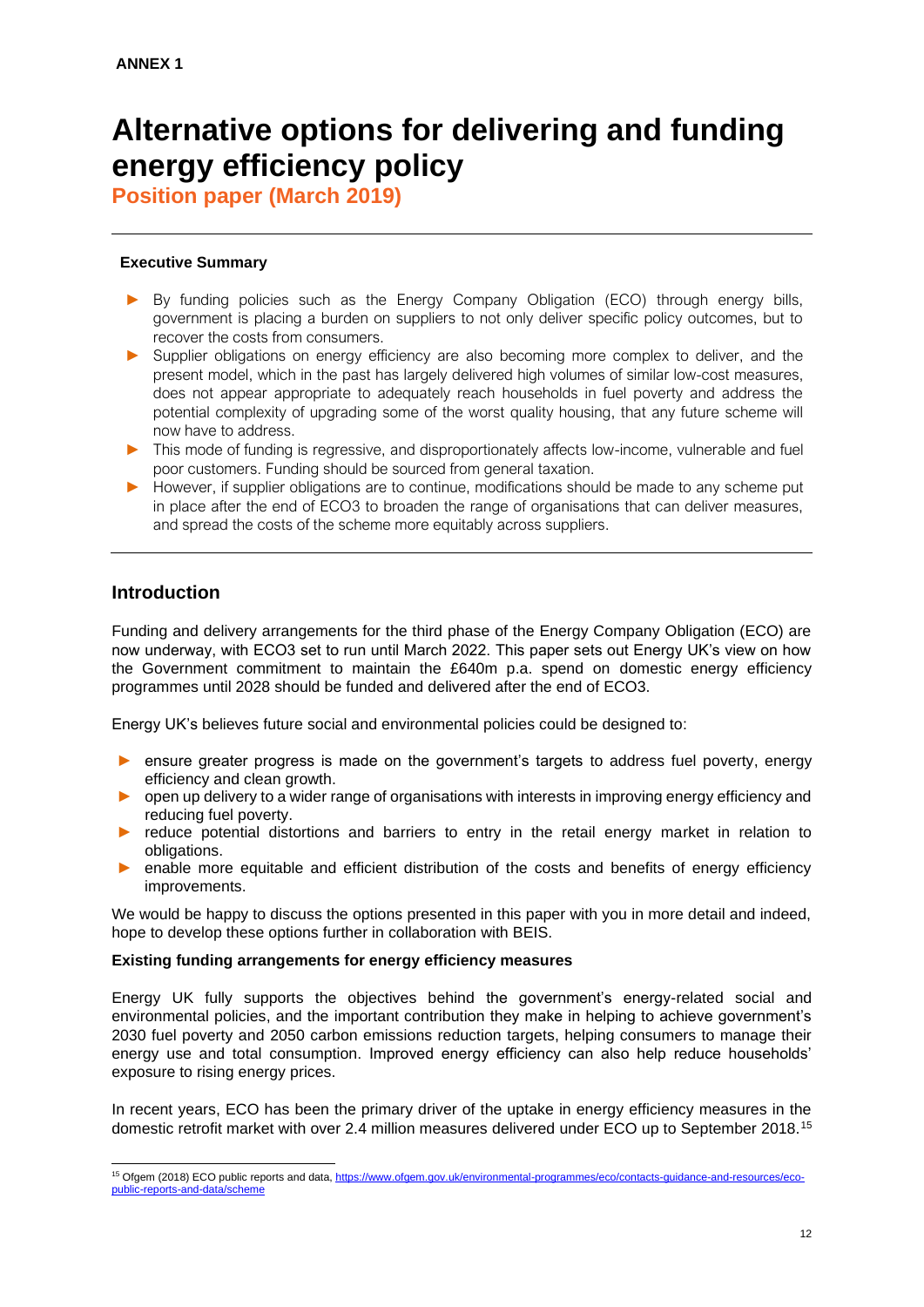**ANNEX 1**

# Alternative options for delivering and funding energy efficiency policy

**Position paper (March 2019)**

---

**Executive Summary**

- By funding policies such as the Energy Company Obligation (ECO) through energy bills, government is placing a burden on suppliers to not only deliver specific policy outcomes, but to recover the costs from consumers.
- Supplier obligations on energy efficiency are also becoming more complex to deliver, and the present model, which in the past has largely delivered high volumes of similar low-cost measures, does not appear appropriate to adequately reach households in fuel poverty and address the potential complexity of upgrading some of the worst quality housing, that any future scheme will now have to address.
- This mode of funding is regressive, and disproportionately affects low-income, vulnerable and fuel poor customers. Funding should be sourced from general taxation.
- However, if supplier obligations are to continue, modifications should be made to any scheme put in place after the end of ECO3 to broaden the range of organisations that can deliver measures, and spread the costs of the scheme more equitably across suppliers.

---

## Introduction

Funding and delivery arrangements for the third phase of the Energy Company Obligation (ECO) are now underway, with ECO3 set to run until March 2022. This paper sets out Energy UK's view on how the Government commitment to maintain the £640m p.a. spend on domestic energy efficiency programmes until 2028 should be funded and delivered after the end of ECO3.

Energy UK's believes future social and environmental policies could be designed to:

- ensure greater progress is made on the government's targets to address fuel poverty, energy efficiency and clean growth.
- open up delivery to a wider range of organisations with interests in improving energy efficiency and reducing fuel poverty.
- reduce potential distortions and barriers to entry in the retail energy market in relation to obligations.
- enable more equitable and efficient distribution of the costs and benefits of energy efficiency improvements.

We would be happy to discuss the options presented in this paper with you in more detail and indeed, hope to develop these options further in collaboration with BEIS.

**Existing funding arrangements for energy efficiency measures**

Energy UK fully supports the objectives behind the government's energy-related social and environmental policies, and the important contribution they make in helping to achieve government's 2030 fuel poverty and 2050 carbon emissions reduction targets, helping consumers to manage their energy use and total consumption. Improved energy efficiency can also help reduce households' exposure to rising energy prices.

In recent years, ECO has been the primary driver of the uptake in energy efficiency measures in the domestic retrofit market with over 2.4 million measures delivered under ECO up to September 2018.[15]

[15] Ofgem (2018) ECO public reports and data, https://www.ofgem.gov.uk/environmental-programmes/eco/contacts-guidance-and-resources/eco-public-reports-and-data/scheme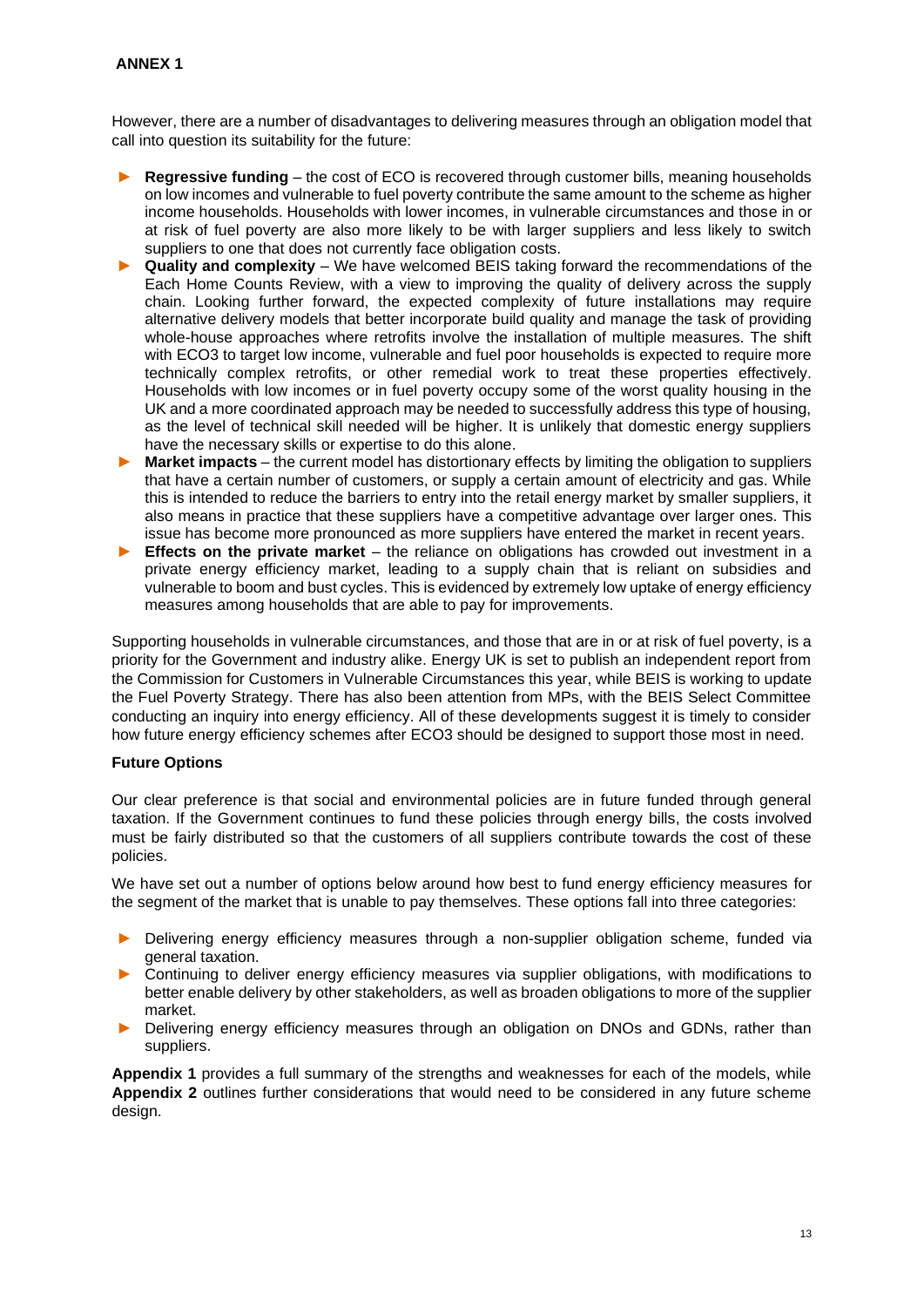**ANNEX 1**

However, there are a number of disadvantages to delivering measures through an obligation model that call into question its suitability for the future:

- **Regressive funding** – the cost of ECO is recovered through customer bills, meaning households on low incomes and vulnerable to fuel poverty contribute the same amount to the scheme as higher income households. Households with lower incomes, in vulnerable circumstances and those in or at risk of fuel poverty are also more likely to be with larger suppliers and less likely to switch suppliers to one that does not currently face obligation costs.
- **Quality and complexity** – We have welcomed BEIS taking forward the recommendations of the Each Home Counts Review, with a view to improving the quality of delivery across the supply chain. Looking further forward, the expected complexity of future installations may require alternative delivery models that better incorporate build quality and manage the task of providing whole-house approaches where retrofits involve the installation of multiple measures. The shift with ECO3 to target low income, vulnerable and fuel poor households is expected to require more technically complex retrofits, or other remedial work to treat these properties effectively. Households with low incomes or in fuel poverty occupy some of the worst quality housing in the UK and a more coordinated approach may be needed to successfully address this type of housing, as the level of technical skill needed will be higher. It is unlikely that domestic energy suppliers have the necessary skills or expertise to do this alone.
- **Market impacts** – the current model has distortionary effects by limiting the obligation to suppliers that have a certain number of customers, or supply a certain amount of electricity and gas. While this is intended to reduce the barriers to entry into the retail energy market by smaller suppliers, it also means in practice that these suppliers have a competitive advantage over larger ones. This issue has become more pronounced as more suppliers have entered the market in recent years.
- **Effects on the private market** – the reliance on obligations has crowded out investment in a private energy efficiency market, leading to a supply chain that is reliant on subsidies and vulnerable to boom and bust cycles. This is evidenced by extremely low uptake of energy efficiency measures among households that are able to pay for improvements.

Supporting households in vulnerable circumstances, and those that are in or at risk of fuel poverty, is a priority for the Government and industry alike. Energy UK is set to publish an independent report from the Commission for Customers in Vulnerable Circumstances this year, while BEIS is working to update the Fuel Poverty Strategy. There has also been attention from MPs, with the BEIS Select Committee conducting an inquiry into energy efficiency. All of these developments suggest it is timely to consider how future energy efficiency schemes after ECO3 should be designed to support those most in need.

**Future Options**

Our clear preference is that social and environmental policies are in future funded through general taxation. If the Government continues to fund these policies through energy bills, the costs involved must be fairly distributed so that the customers of all suppliers contribute towards the cost of these policies.

We have set out a number of options below around how best to fund energy efficiency measures for the segment of the market that is unable to pay themselves. These options fall into three categories:

- Delivering energy efficiency measures through a non-supplier obligation scheme, funded via general taxation.
- Continuing to deliver energy efficiency measures via supplier obligations, with modifications to better enable delivery by other stakeholders, as well as broaden obligations to more of the supplier market.
- Delivering energy efficiency measures through an obligation on DNOs and GDNs, rather than suppliers.

**Appendix 1** provides a full summary of the strengths and weaknesses for each of the models, while **Appendix 2** outlines further considerations that would need to be considered in any future scheme design.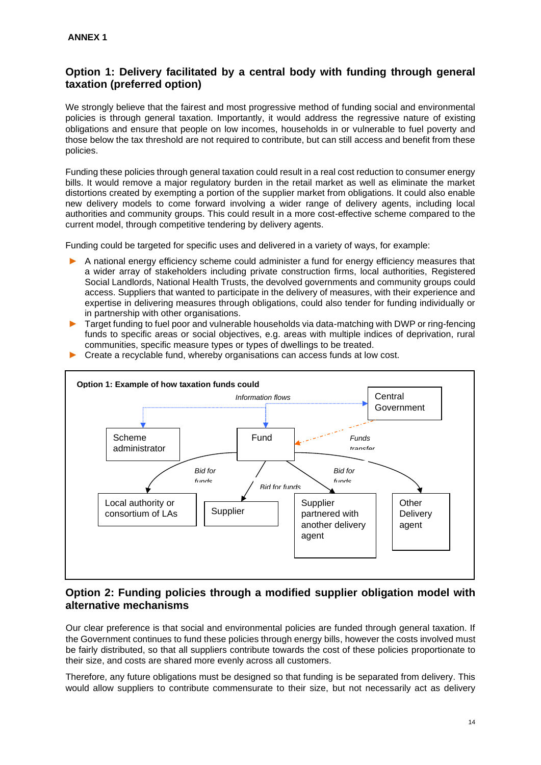**ANNEX 1**

## Option 1: Delivery facilitated by a central body with funding through general taxation (preferred option)

We strongly believe that the fairest and most progressive method of funding social and environmental policies is through general taxation. Importantly, it would address the regressive nature of existing obligations and ensure that people on low incomes, households in or vulnerable to fuel poverty and those below the tax threshold are not required to contribute, but can still access and benefit from these policies.

Funding these policies through general taxation could result in a real cost reduction to consumer energy bills. It would remove a major regulatory burden in the retail market as well as eliminate the market distortions created by exempting a portion of the supplier market from obligations. It could also enable new delivery models to come forward involving a wider range of delivery agents, including local authorities and community groups. This could result in a more cost-effective scheme compared to the current model, through competitive tendering by delivery agents.

Funding could be targeted for specific uses and delivered in a variety of ways, for example:

- A national energy efficiency scheme could administer a fund for energy efficiency measures that a wider array of stakeholders including private construction firms, local authorities, Registered Social Landlords, National Health Trusts, the devolved governments and community groups could access. Suppliers that wanted to participate in the delivery of measures, with their experience and expertise in delivering measures through obligations, could also tender for funding individually or in partnership with other organisations.
- Target funding to fuel poor and vulnerable households via data-matching with DWP or ring-fencing funds to specific areas or social objectives, e.g. areas with multiple indices of deprivation, rural communities, specific measure types or types of dwellings to be treated.
- Create a recyclable fund, whereby organisations can access funds at low cost.

**Option 1: Example of how taxation funds could**

*Information flows*

Central Government

Scheme administrator

Fund

*Funds transfer*

*Bid for funds*

*Bid for funds*

*Bid for funds*

Local authority or consortium of LAs

Supplier

Supplier partnered with another delivery agent

Other Delivery agent

## Option 2: Funding policies through a modified supplier obligation model with alternative mechanisms

Our clear preference is that social and environmental policies are funded through general taxation. If the Government continues to fund these policies through energy bills, however the costs involved must be fairly distributed, so that all suppliers contribute towards the cost of these policies proportionate to their size, and costs are shared more evenly across all customers.

Therefore, any future obligations must be designed so that funding is be separated from delivery. This would allow suppliers to contribute commensurate to their size, but not necessarily act as delivery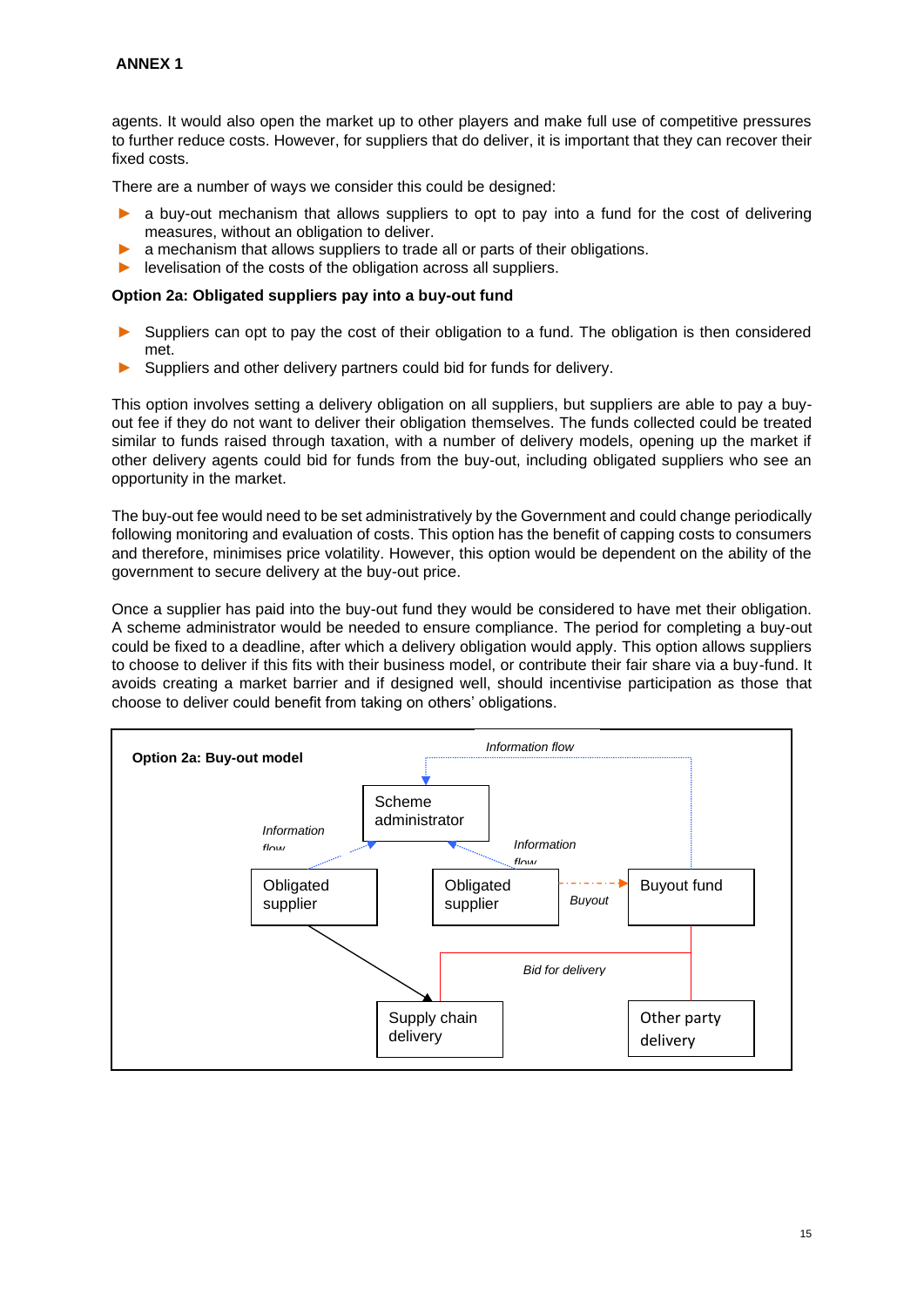agents. It would also open the market up to other players and make full use of competitive pressures to further reduce costs. However, for suppliers that do deliver, it is important that they can recover their fixed costs.

There are a number of ways we consider this could be designed:

- a buy-out mechanism that allows suppliers to opt to pay into a fund for the cost of delivering measures, without an obligation to deliver.
- a mechanism that allows suppliers to trade all or parts of their obligations.
- levelisation of the costs of the obligation across all suppliers.

**Option 2a: Obligated suppliers pay into a buy-out fund**

- Suppliers can opt to pay the cost of their obligation to a fund. The obligation is then considered met.
- Suppliers and other delivery partners could bid for funds for delivery.

This option involves setting a delivery obligation on all suppliers, but suppliers are able to pay a buy-out fee if they do not want to deliver their obligation themselves. The funds collected could be treated similar to funds raised through taxation, with a number of delivery models, opening up the market if other delivery agents could bid for funds from the buy-out, including obligated suppliers who see an opportunity in the market.

The buy-out fee would need to be set administratively by the Government and could change periodically following monitoring and evaluation of costs. This option has the benefit of capping costs to consumers and therefore, minimises price volatility. However, this option would be dependent on the ability of the government to secure delivery at the buy-out price.

Once a supplier has paid into the buy-out fund they would be considered to have met their obligation. A scheme administrator would be needed to ensure compliance. The period for completing a buy-out could be fixed to a deadline, after which a delivery obligation would apply. This option allows suppliers to choose to deliver if this fits with their business model, or contribute their fair share via a buy-fund. It avoids creating a market barrier and if designed well, should incentivise participation as those that choose to deliver could benefit from taking on others' obligations.

**Option 2a: Buy-out model**

- Scheme administrator
- Obligated supplier —*Information flow*→ Scheme administrator
- Obligated supplier —*Information flow*→ Scheme administrator
- Obligated supplier —*Buyout*→ Buyout fund
- Buyout fund —*Information flow*→ Scheme administrator
- Obligated supplier → Supply chain delivery
- Buyout fund —*Bid for delivery*— Supply chain delivery, Other party delivery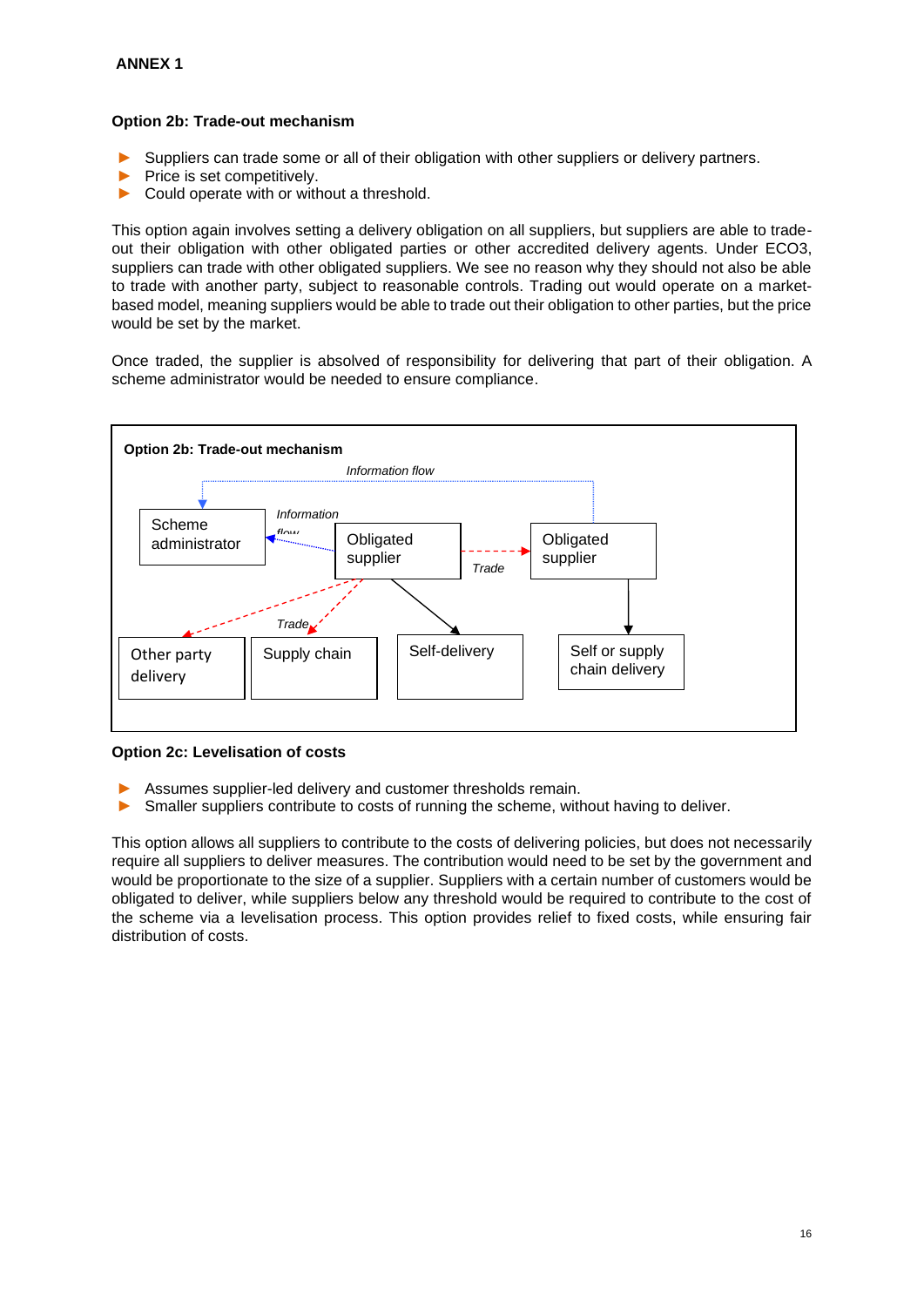**ANNEX 1**

### Option 2b: Trade-out mechanism

- Suppliers can trade some or all of their obligation with other suppliers or delivery partners.
- Price is set competitively.
- Could operate with or without a threshold.

This option again involves setting a delivery obligation on all suppliers, but suppliers are able to trade-out their obligation with other obligated parties or other accredited delivery agents. Under ECO3, suppliers can trade with other obligated suppliers. We see no reason why they should not also be able to trade with another party, subject to reasonable controls. Trading out would operate on a market-based model, meaning suppliers would be able to trade out their obligation to other parties, but the price would be set by the market.

Once traded, the supplier is absolved of responsibility for delivering that part of their obligation. A scheme administrator would be needed to ensure compliance.

**Option 2b: Trade-out mechanism**

*Information flow*

Scheme administrator

*Information flow*

Obligated supplier

*Trade*

Obligated supplier

*Trade*

Other party delivery

Supply chain

Self-delivery

Self or supply chain delivery

### Option 2c: Levelisation of costs

- Assumes supplier-led delivery and customer thresholds remain.
- Smaller suppliers contribute to costs of running the scheme, without having to deliver.

This option allows all suppliers to contribute to the costs of delivering policies, but does not necessarily require all suppliers to deliver measures. The contribution would need to be set by the government and would be proportionate to the size of a supplier. Suppliers with a certain number of customers would be obligated to deliver, while suppliers below any threshold would be required to contribute to the cost of the scheme via a levelisation process. This option provides relief to fixed costs, while ensuring fair distribution of costs.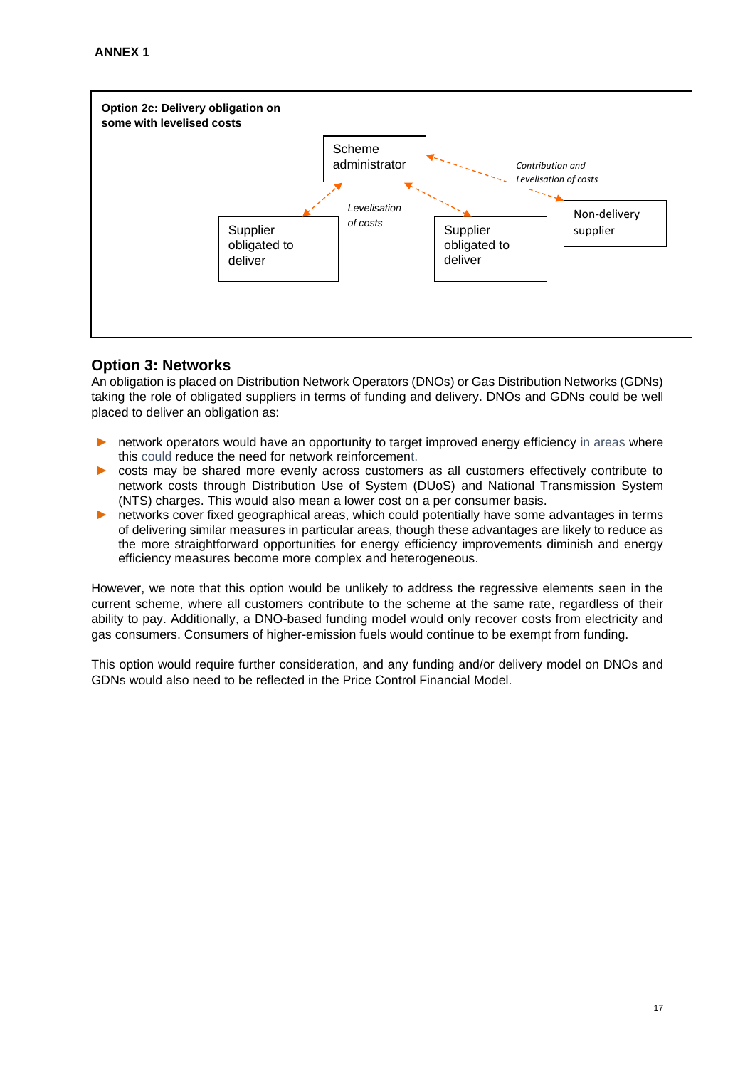**ANNEX 1**

**Option 2c: Delivery obligation on some with levelised costs**

Scheme administrator

Supplier obligated to deliver

*Levelisation of costs*

Supplier obligated to deliver

*Contribution and Levelisation of costs*

Non-delivery supplier

## Option 3: Networks

An obligation is placed on Distribution Network Operators (DNOs) or Gas Distribution Networks (GDNs) taking the role of obligated suppliers in terms of funding and delivery. DNOs and GDNs could be well placed to deliver an obligation as:

- network operators would have an opportunity to target improved energy efficiency in areas where this could reduce the need for network reinforcement.
- costs may be shared more evenly across customers as all customers effectively contribute to network costs through Distribution Use of System (DUoS) and National Transmission System (NTS) charges. This would also mean a lower cost on a per consumer basis.
- networks cover fixed geographical areas, which could potentially have some advantages in terms of delivering similar measures in particular areas, though these advantages are likely to reduce as the more straightforward opportunities for energy efficiency improvements diminish and energy efficiency measures become more complex and heterogeneous.

However, we note that this option would be unlikely to address the regressive elements seen in the current scheme, where all customers contribute to the scheme at the same rate, regardless of their ability to pay. Additionally, a DNO-based funding model would only recover costs from electricity and gas consumers. Consumers of higher-emission fuels would continue to be exempt from funding.

This option would require further consideration, and any funding and/or delivery model on DNOs and GDNs would also need to be reflected in the Price Control Financial Model.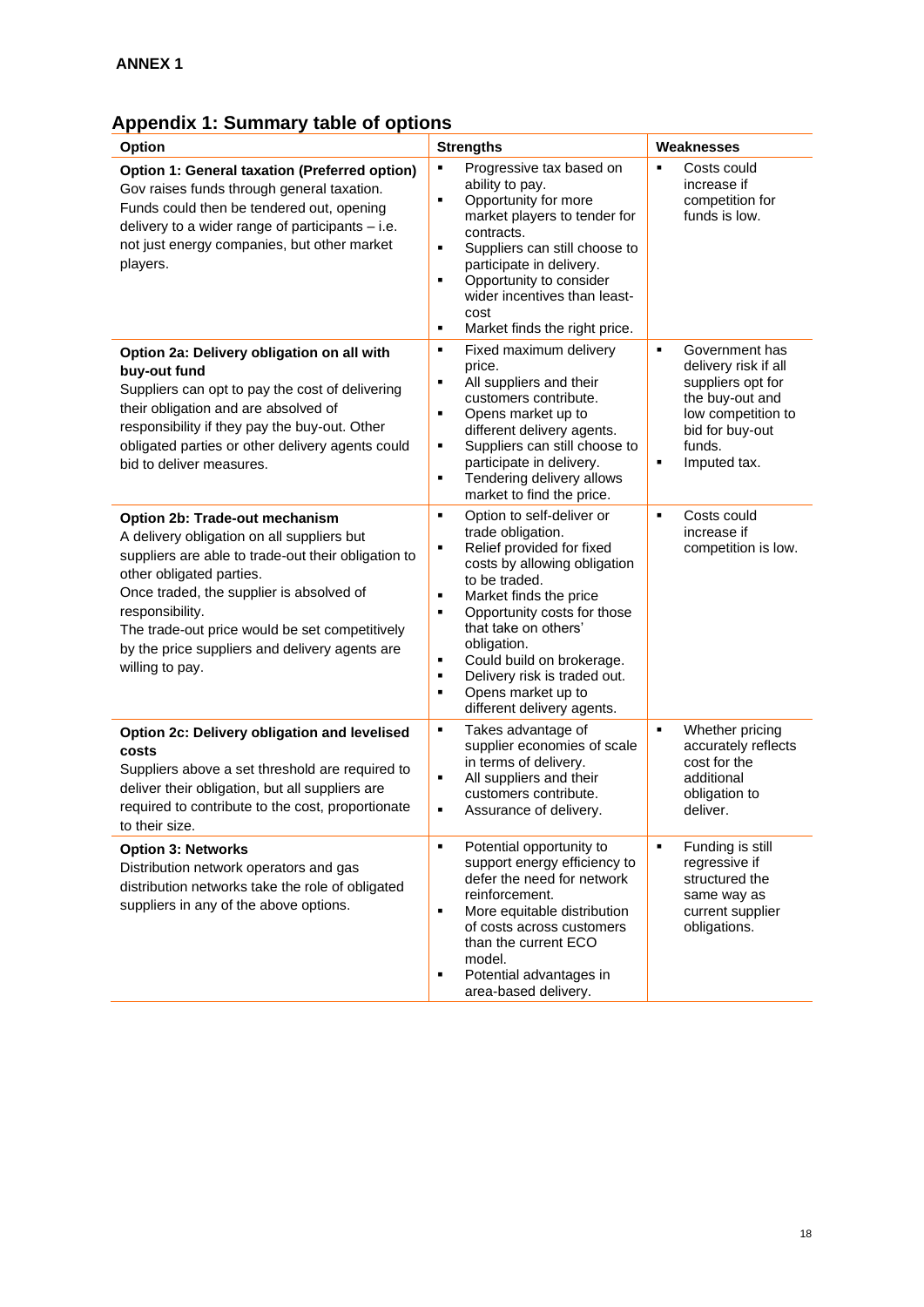**ANNEX 1**

## Appendix 1: Summary table of options

| Option | Strengths | Weaknesses |
|---|---|---|
| **Option 1: General taxation (Preferred option)**<br>Gov raises funds through general taxation. Funds could then be tendered out, opening delivery to a wider range of participants – i.e. not just energy companies, but other market players. | ▪ Progressive tax based on ability to pay.<br>▪ Opportunity for more market players to tender for contracts.<br>▪ Suppliers can still choose to participate in delivery.<br>▪ Opportunity to consider wider incentives than least-cost<br>▪ Market finds the right price. | ▪ Costs could increase if competition for funds is low. |
| **Option 2a: Delivery obligation on all with buy-out fund**<br>Suppliers can opt to pay the cost of delivering their obligation and are absolved of responsibility if they pay the buy-out. Other obligated parties or other delivery agents could bid to deliver measures. | ▪ Fixed maximum delivery price.<br>▪ All suppliers and their customers contribute.<br>▪ Opens market up to different delivery agents.<br>▪ Suppliers can still choose to participate in delivery.<br>▪ Tendering delivery allows market to find the price. | ▪ Government has delivery risk if all suppliers opt for the buy-out and low competition to bid for buy-out funds.<br>▪ Imputed tax. |
| **Option 2b: Trade-out mechanism**<br>A delivery obligation on all suppliers but suppliers are able to trade-out their obligation to other obligated parties.<br>Once traded, the supplier is absolved of responsibility.<br>The trade-out price would be set competitively by the price suppliers and delivery agents are willing to pay. | ▪ Option to self-deliver or trade obligation.<br>▪ Relief provided for fixed costs by allowing obligation to be traded.<br>▪ Market finds the price<br>▪ Opportunity costs for those that take on others' obligation.<br>▪ Could build on brokerage.<br>▪ Delivery risk is traded out.<br>▪ Opens market up to different delivery agents. | ▪ Costs could increase if competition is low. |
| **Option 2c: Delivery obligation and levelised costs**<br>Suppliers above a set threshold are required to deliver their obligation, but all suppliers are required to contribute to the cost, proportionate to their size. | ▪ Takes advantage of supplier economies of scale in terms of delivery.<br>▪ All suppliers and their customers contribute.<br>▪ Assurance of delivery. | ▪ Whether pricing accurately reflects cost for the additional obligation to deliver. |
| **Option 3: Networks**<br>Distribution network operators and gas distribution networks take the role of obligated suppliers in any of the above options. | ▪ Potential opportunity to support energy efficiency to defer the need for network reinforcement.<br>▪ More equitable distribution of costs across customers than the current ECO model.<br>▪ Potential advantages in area-based delivery. | ▪ Funding is still regressive if structured the same way as current supplier obligations. |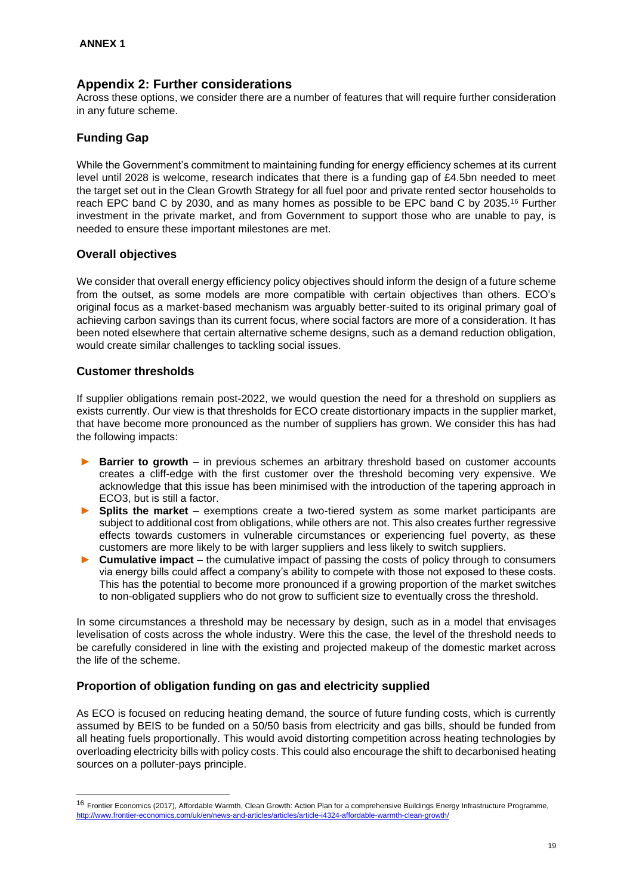**ANNEX 1**

## Appendix 2: Further considerations

Across these options, we consider there are a number of features that will require further consideration in any future scheme.

### Funding Gap

While the Government's commitment to maintaining funding for energy efficiency schemes at its current level until 2028 is welcome, research indicates that there is a funding gap of £4.5bn needed to meet the target set out in the Clean Growth Strategy for all fuel poor and private rented sector households to reach EPC band C by 2030, and as many homes as possible to be EPC band C by 2035.[16] Further investment in the private market, and from Government to support those who are unable to pay, is needed to ensure these important milestones are met.

### Overall objectives

We consider that overall energy efficiency policy objectives should inform the design of a future scheme from the outset, as some models are more compatible with certain objectives than others. ECO's original focus as a market-based mechanism was arguably better-suited to its original primary goal of achieving carbon savings than its current focus, where social factors are more of a consideration. It has been noted elsewhere that certain alternative scheme designs, such as a demand reduction obligation, would create similar challenges to tackling social issues.

### Customer thresholds

If supplier obligations remain post-2022, we would question the need for a threshold on suppliers as exists currently. Our view is that thresholds for ECO create distortionary impacts in the supplier market, that have become more pronounced as the number of suppliers has grown. We consider this has had the following impacts:

- **Barrier to growth** – in previous schemes an arbitrary threshold based on customer accounts creates a cliff-edge with the first customer over the threshold becoming very expensive. We acknowledge that this issue has been minimised with the introduction of the tapering approach in ECO3, but is still a factor.
- **Splits the market** – exemptions create a two-tiered system as some market participants are subject to additional cost from obligations, while others are not. This also creates further regressive effects towards customers in vulnerable circumstances or experiencing fuel poverty, as these customers are more likely to be with larger suppliers and less likely to switch suppliers.
- **Cumulative impact** – the cumulative impact of passing the costs of policy through to consumers via energy bills could affect a company's ability to compete with those not exposed to these costs. This has the potential to become more pronounced if a growing proportion of the market switches to non-obligated suppliers who do not grow to sufficient size to eventually cross the threshold.

In some circumstances a threshold may be necessary by design, such as in a model that envisages levelisation of costs across the whole industry. Were this the case, the level of the threshold needs to be carefully considered in line with the existing and projected makeup of the domestic market across the life of the scheme.

### Proportion of obligation funding on gas and electricity supplied

As ECO is focused on reducing heating demand, the source of future funding costs, which is currently assumed by BEIS to be funded on a 50/50 basis from electricity and gas bills, should be funded from all heating fuels proportionally. This would avoid distorting competition across heating technologies by overloading electricity bills with policy costs. This could also encourage the shift to decarbonised heating sources on a polluter-pays principle.

---

[16] Frontier Economics (2017), Affordable Warmth, Clean Growth: Action Plan for a comprehensive Buildings Energy Infrastructure Programme, http://www.frontier-economics.com/uk/en/news-and-articles/articles/article-i4324-affordable-warmth-clean-growth/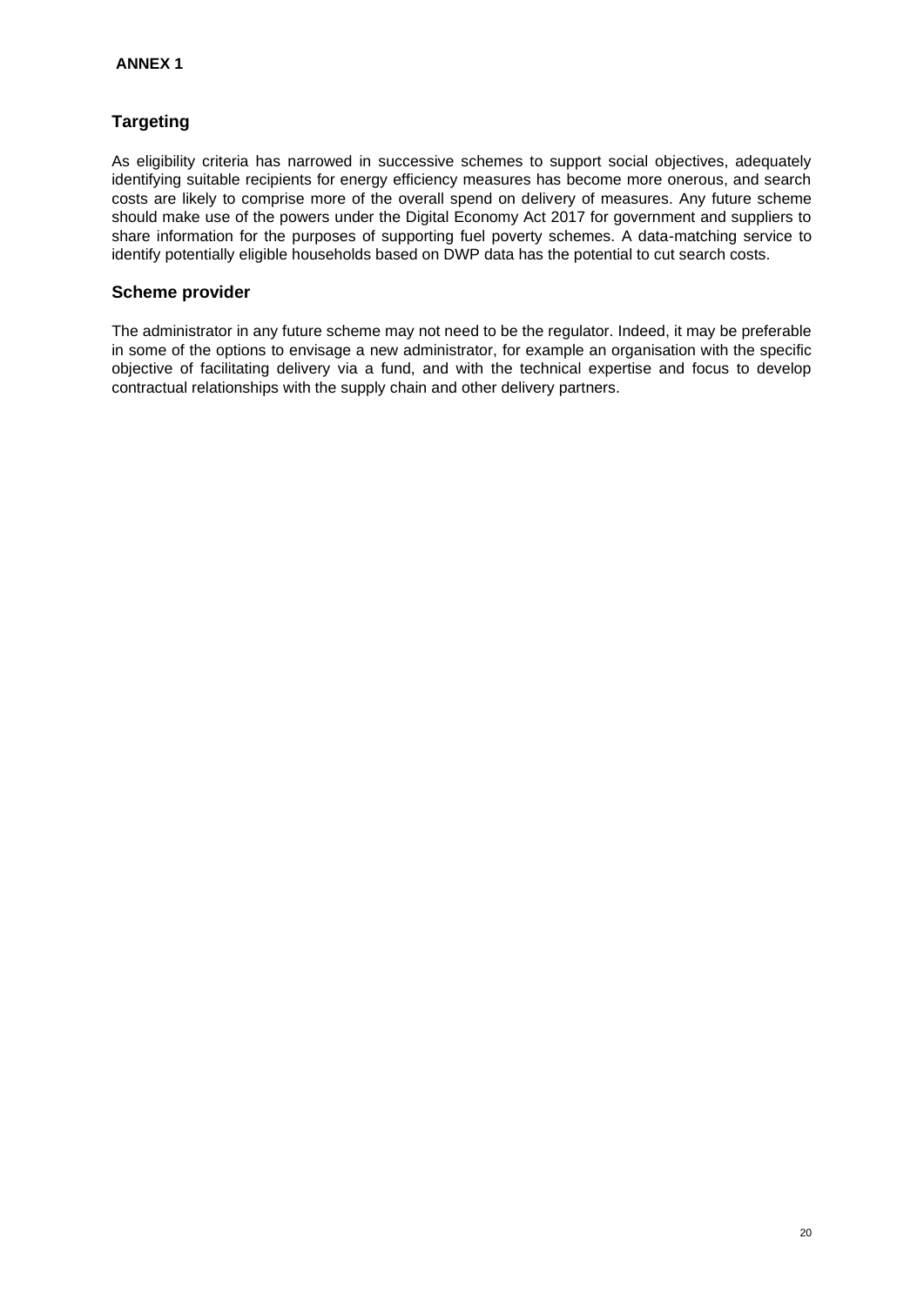**ANNEX 1**

## Targeting

As eligibility criteria has narrowed in successive schemes to support social objectives, adequately identifying suitable recipients for energy efficiency measures has become more onerous, and search costs are likely to comprise more of the overall spend on delivery of measures. Any future scheme should make use of the powers under the Digital Economy Act 2017 for government and suppliers to share information for the purposes of supporting fuel poverty schemes. A data-matching service to identify potentially eligible households based on DWP data has the potential to cut search costs.

## Scheme provider

The administrator in any future scheme may not need to be the regulator. Indeed, it may be preferable in some of the options to envisage a new administrator, for example an organisation with the specific objective of facilitating delivery via a fund, and with the technical expertise and focus to develop contractual relationships with the supply chain and other delivery partners.